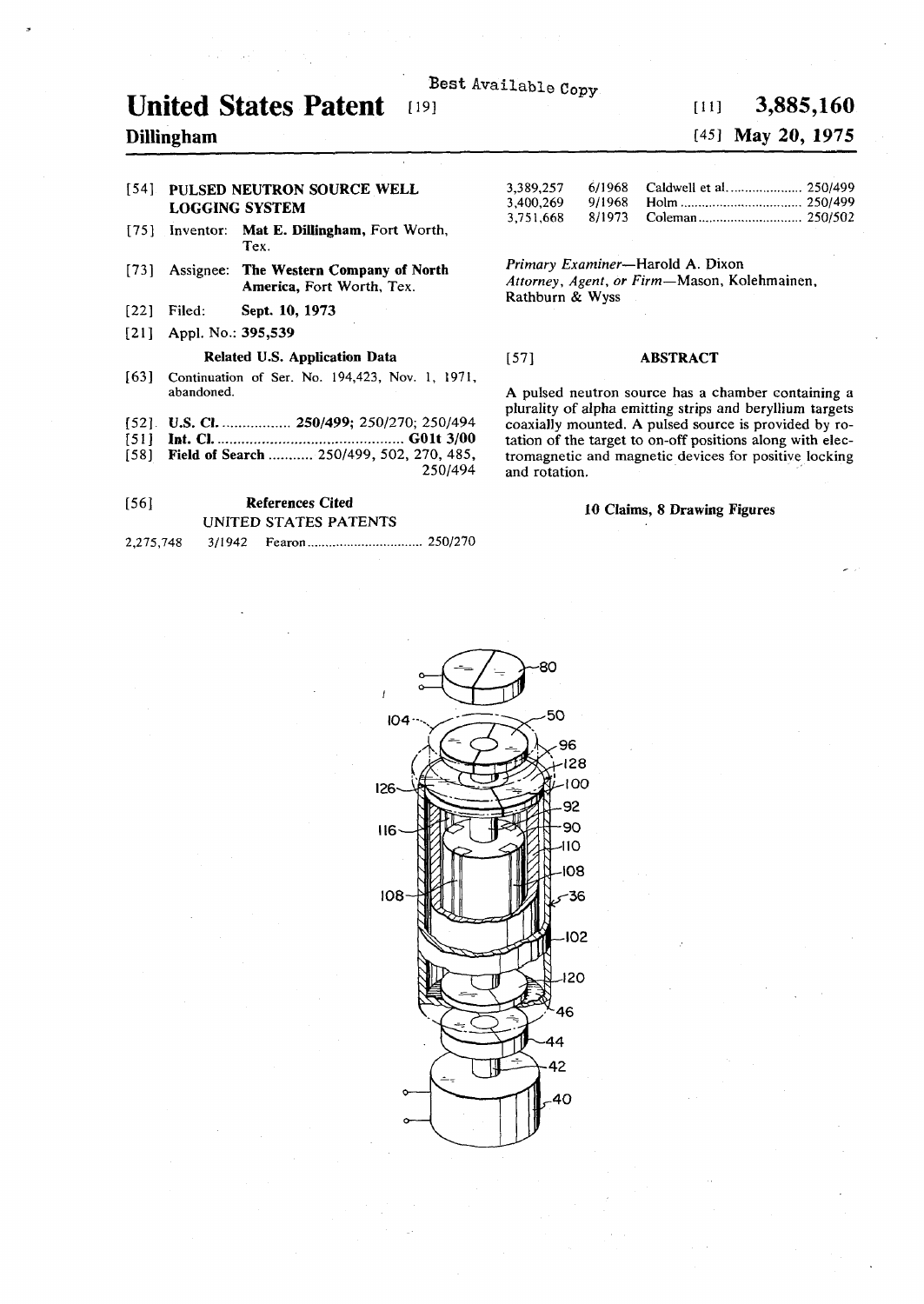Best Available Copy

# United States Patent [19]

**Dillingham**

[11] **3,885,160**

[45] **May 20, 1975**

[54] **PULSED NEUTRON SOURCE WELL LOGGING SYSTEM**

[75] Inventor: **Mat E. Dillingham,** Fort Worth, Tex.

[73] Assignee: **The Western Company of North America,** Fort Worth, Tex.

[22] Filed: **Sept. 10, 1973**

[21] Appl. No.: **395,539**

**Related U.S. Application Data**

[63] Continuation of Ser. No. 194,423, Nov. 1, 1971, abandoned.

[52] **U.S. Cl.** ................. **250/499;** 250/270; 250/494

[51] **Int. Cl.** ............................................. **G01t 3/00**

[58] **Field of Search** ........... 250/499, 502, 270, 485, 250/494

[56] **References Cited**

UNITED STATES PATENTS

| | | | |
|---|---|---|---|
| 2,275,748 | 3/1942 | Fearon | 250/270 |
| 3,389,257 | 6/1968 | Caldwell et al. | 250/499 |
| 3,400,269 | 9/1968 | Holm | 250/499 |
| 3,751,668 | 8/1973 | Coleman | 250/502 |

*Primary Examiner*—Harold A. Dixon
*Attorney, Agent, or Firm*—Mason, Kolehmainen, Rathburn & Wyss

[57] **ABSTRACT**

A pulsed neutron source has a chamber containing a plurality of alpha emitting strips and beryllium targets coaxially mounted. A pulsed source is provided by rotation of the target to on-off positions along with electromagnetic and magnetic devices for positive locking and rotation.

**10 Claims, 8 Drawing Figures**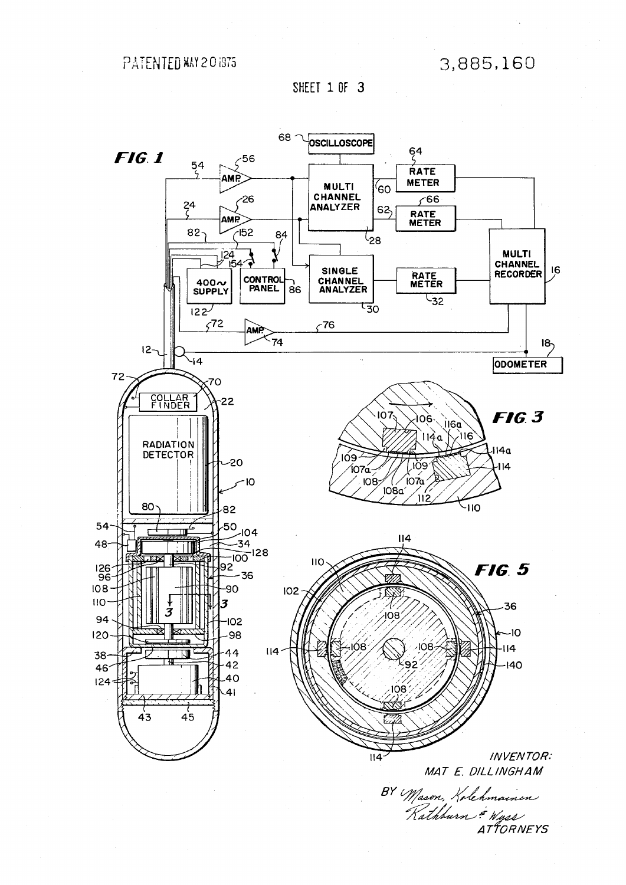PATENTED MAY 20 1975

3,885,160

SHEET 1 OF 3

FIG. 1

FIG. 3

FIG. 5

INVENTOR:
MAT E. DILLINGHAM

BY Mason, Kolehmainen
Rathburn & Wyss
ATTORNEYS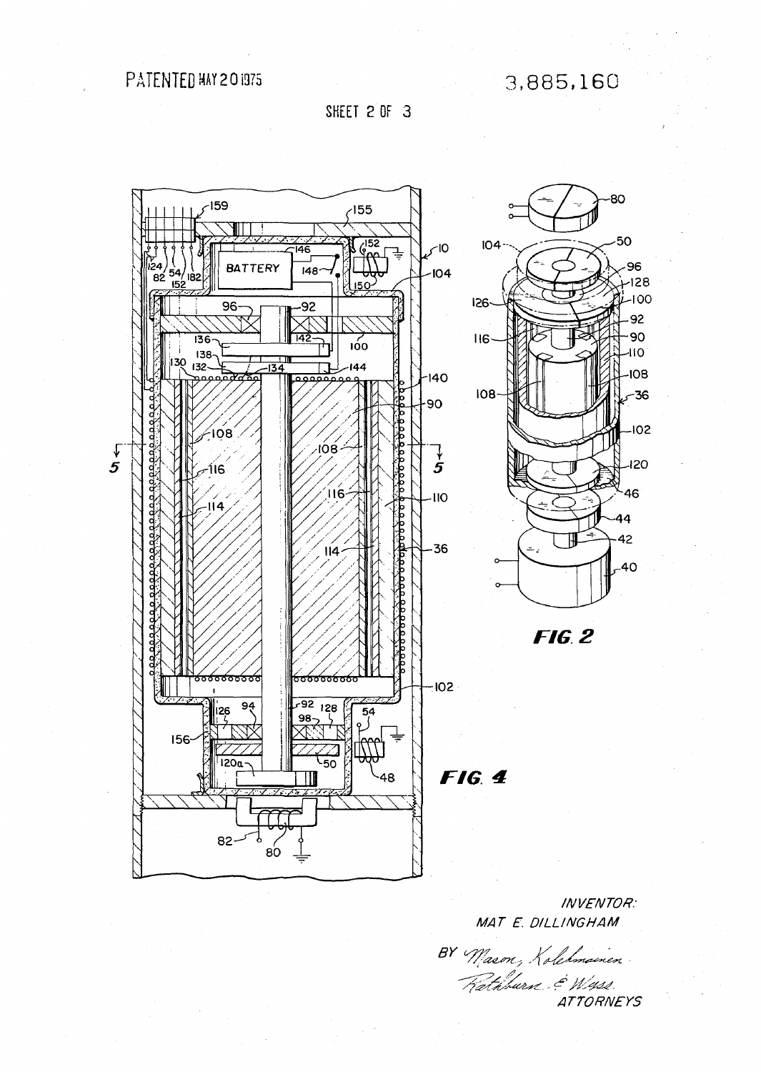PATENTED MAY 20 1975

3,885,160

SHEET 2 OF 3

FIG. 2

FIG. 4

INVENTOR:
MAT E. DILLINGHAM

BY Mason, Kolehmainen
Rathburn & Wyss
ATTORNEYS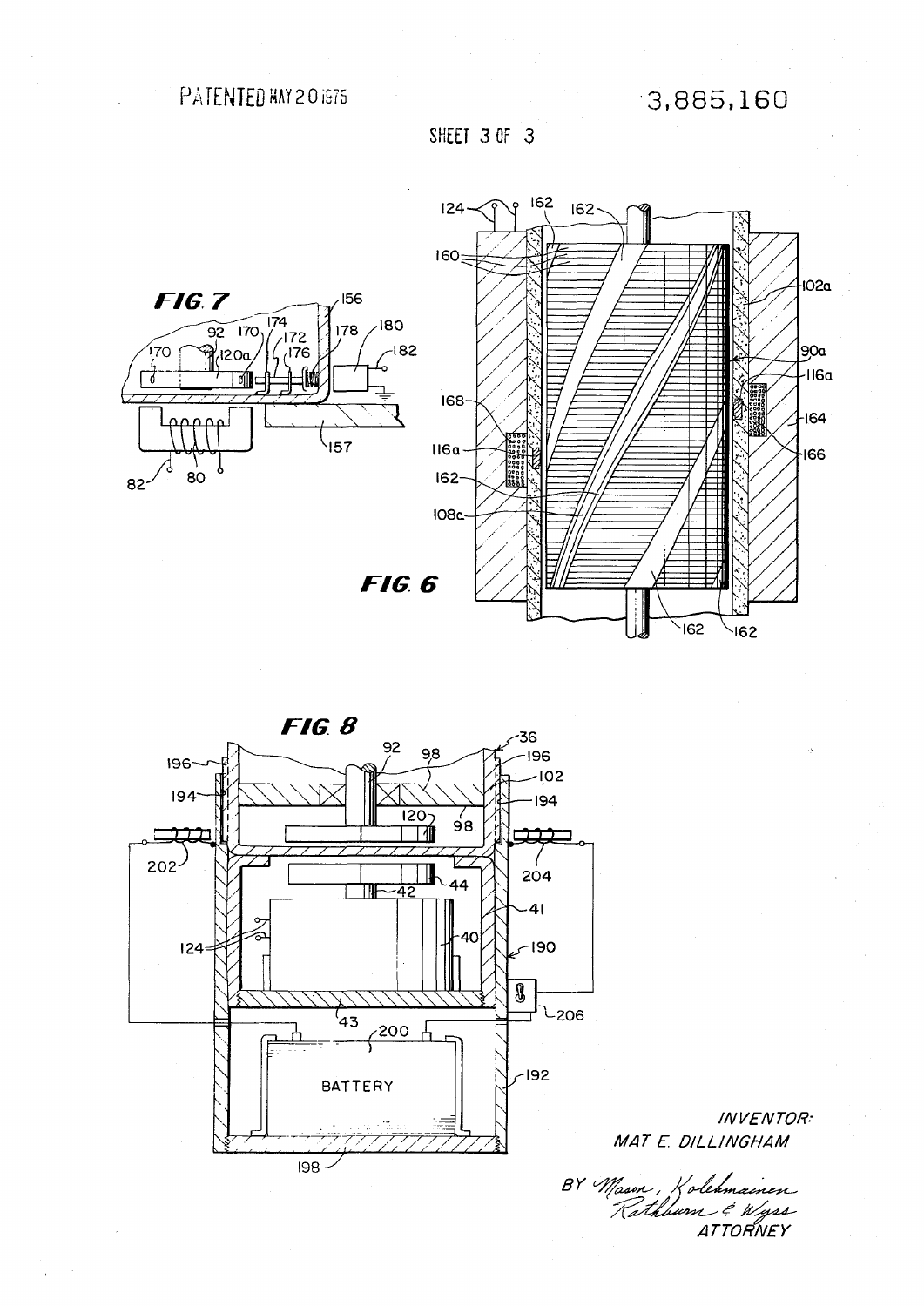PATENTED MAY 20 1975

3,885,160

SHEET 3 OF 3

FIG. 7

FIG. 6

FIG. 8

INVENTOR:
MAT E. DILLINGHAM

BY Mason, Kolehmainen, Rathburn & Wyss
ATTORNEY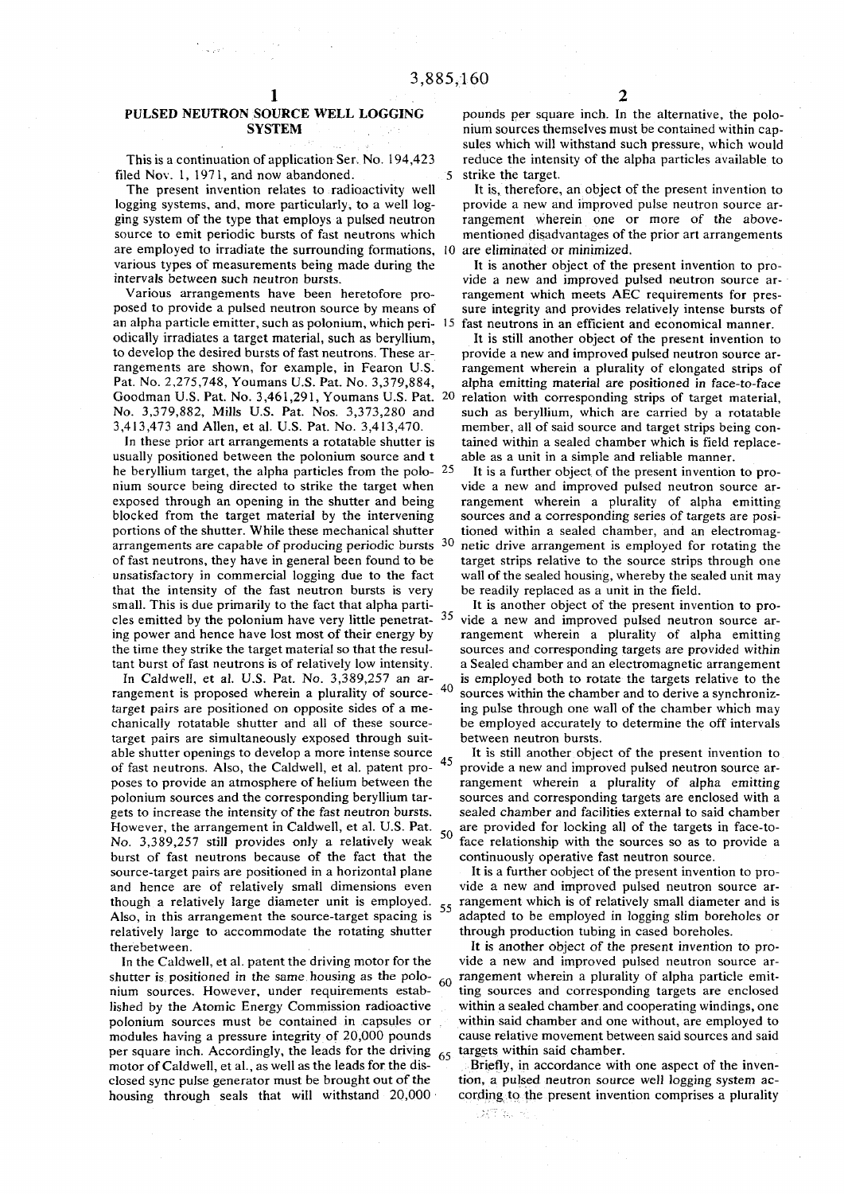# PULSED NEUTRON SOURCE WELL LOGGING SYSTEM

This is a continuation of application Ser. No. 194,423 filed Nov. 1, 1971, and now abandoned.

The present invention relates to radioactivity well logging systems, and, more particularly, to a well logging system of the type that employs a pulsed neutron source to emit periodic bursts of fast neutrons which are employed to irradiate the surrounding formations, various types of measurements being made during the intervals between such neutron bursts.

Various arrangements have been heretofore proposed to provide a pulsed neutron source by means of an alpha particle emitter, such as polonium, which periodically irradiates a target material, such as beryllium, to develop the desired bursts of fast neutrons. These arrangements are shown, for example, in Fearon U.S. Pat. No. 2,275,748, Youmans U.S. Pat. No. 3,379,884, Goodman U.S. Pat. No. 3,461,291, Youmans U.S. Pat. No. 3,379,882, Mills U.S. Pat. Nos. 3,373,280 and 3,413,473 and Allen, et al. U.S. Pat. No. 3,413,470.

In these prior art arrangements a rotatable shutter is usually positioned between the polonium source and t he beryllium target, the alpha particles from the polonium source being directed to strike the target when exposed through an opening in the shutter and being blocked from the target material by the intervening portions of the shutter. While these mechanical shutter arrangements are capable of producing periodic bursts of fast neutrons, they have in general been found to be unsatisfactory in commercial logging due to the fact that the intensity of the fast neutron bursts is very small. This is due primarily to the fact that alpha particles emitted by the polonium have very little penetrating power and hence have lost most of their energy by the time they strike the target material so that the resultant burst of fast neutrons is of relatively low intensity.

In Caldwell, et al. U.S. Pat. No. 3,389,257 an arrangement is proposed wherein a plurality of source-target pairs are positioned on opposite sides of a mechanically rotatable shutter and all of these source-target pairs are simultaneously exposed through suitable shutter openings to develop a more intense source of fast neutrons. Also, the Caldwell, et al. patent proposes to provide an atmosphere of helium between the polonium sources and the corresponding beryllium targets to increase the intensity of the fast neutron bursts. However, the arrangement in Caldwell, et al. U.S. Pat. No. 3,389,257 still provides only a relatively weak burst of fast neutrons because of the fact that the source-target pairs are positioned in a horizontal plane and hence are of relatively small dimensions even though a relatively large diameter unit is employed. Also, in this arrangement the source-target spacing is relatively large to accommodate the rotating shutter therebetween.

In the Caldwell, et al. patent the driving motor for the shutter is positioned in the same housing as the polonium sources. However, under requirements established by the Atomic Energy Commission radioactive polonium sources must be contained in capsules or modules having a pressure integrity of 20,000 pounds per square inch. Accordingly, the leads for the driving motor of Caldwell, et al., as well as the leads for the disclosed sync pulse generator must be brought out of the housing through seals that will withstand 20,000 pounds per square inch. In the alternative, the polonium sources themselves must be contained within capsules which will withstand such pressure, which would reduce the intensity of the alpha particles available to strike the target.

It is, therefore, an object of the present invention to provide a new and improved pulse neutron source arrangement wherein one or more of the above-mentioned disadvantages of the prior art arrangements are eliminated or minimized.

It is another object of the present invention to provide a new and improved pulsed neutron source arrangement which meets AEC requirements for pressure integrity and provides relatively intense bursts of fast neutrons in an efficient and economical manner.

It is still another object of the present invention to provide a new and improved pulsed neutron source arrangement wherein a plurality of elongated strips of alpha emitting material are positioned in face-to-face relation with corresponding strips of target material, such as beryllium, which are carried by a rotatable member, all of said source and target strips being contained within a sealed chamber which is field replaceable as a unit in a simple and reliable manner.

It is a further object of the present invention to provide a new and improved pulsed neutron source arrangement wherein a plurality of alpha emitting sources and a corresponding series of targets are positioned within a sealed chamber, and an electromagnetic drive arrangement is employed for rotating the target strips relative to the source strips through one wall of the sealed housing, whereby the sealed unit may be readily replaced as a unit in the field.

It is another object of the present invention to provide a new and improved pulsed neutron source arrangement wherein a plurality of alpha emitting sources and corresponding targets are provided within a Sealed chamber and an electromagnetic arrangement is employed both to rotate the targets relative to the sources within the chamber and to derive a synchronizing pulse through one wall of the chamber which may be employed accurately to determine the off intervals between neutron bursts.

It is still another object of the present invention to provide a new and improved pulsed neutron source arrangement wherein a plurality of alpha emitting sources and corresponding targets are enclosed with a sealed chamber and facilities external to said chamber are provided for locking all of the targets in face-to-face relationship with the sources so as to provide a continuously operative fast neutron source.

It is a further oobject of the present invention to provide a new and improved pulsed neutron source arrangement which is of relatively small diameter and is adapted to be employed in logging slim boreholes or through production tubing in cased boreholes.

It is another object of the present invention to provide a new and improved pulsed neutron source arrangement wherein a plurality of alpha particle emitting sources and corresponding targets are enclosed within a sealed chamber and cooperating windings, one within said chamber and one without, are employed to cause relative movement between said sources and said targets within said chamber.

Briefly, in accordance with one aspect of the invention, a pulsed neutron source well logging system according to the present invention comprises a plurality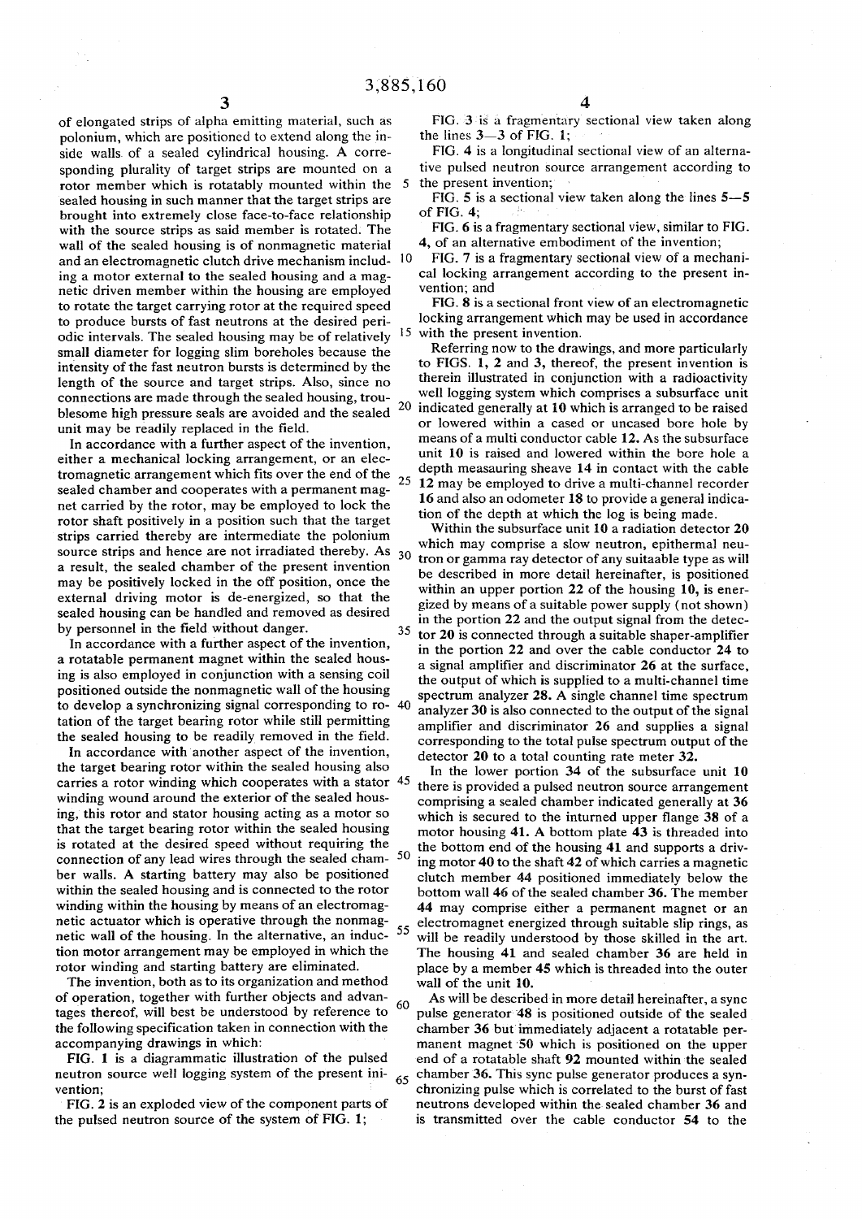of elongated strips of alpha emitting material, such as polonium, which are positioned to extend along the inside walls of a sealed cylindrical housing. A corresponding plurality of target strips are mounted on a rotor member which is rotatably mounted within the sealed housing in such manner that the target strips are brought into extremely close face-to-face relationship with the source strips as said member is rotated. The wall of the sealed housing is of nonmagnetic material and an electromagnetic clutch drive mechanism including a motor external to the sealed housing and a magnetic driven member within the housing are employed to rotate the target carrying rotor at the required speed to produce bursts of fast neutrons at the desired periodic intervals. The sealed housing may be of relatively small diameter for logging slim boreholes because the intensity of the fast neutron bursts is determined by the length of the source and target strips. Also, since no connections are made through the sealed housing, troublesome high pressure seals are avoided and the sealed unit may be readily replaced in the field.

In accordance with a further aspect of the invention, either a mechanical locking arrangement, or an electromagnetic arrangement which fits over the end of the sealed chamber and cooperates with a permanent magnet carried by the rotor, may be employed to lock the rotor shaft positively in a position such that the target strips carried thereby are intermediate the polonium source strips and hence are not irradiated thereby. As a result, the sealed chamber of the present invention may be positively locked in the off position, once the external driving motor is de-energized, so that the sealed housing can be handled and removed as desired by personnel in the field without danger.

In accordance with a further aspect of the invention, a rotatable permanent magnet within the sealed housing is also employed in conjunction with a sensing coil positioned outside the nonmagnetic wall of the housing to develop a synchronizing signal corresponding to rotation of the target bearing rotor while still permitting the sealed housing to be readily removed in the field.

In accordance with another aspect of the invention, the target bearing rotor within the sealed housing also carries a rotor winding which cooperates with a stator winding wound around the exterior of the sealed housing, this rotor and stator housing acting as a motor so that the target bearing rotor within the sealed housing is rotated at the desired speed without requiring the connection of any lead wires through the sealed chamber walls. A starting battery may also be positioned within the sealed housing and is connected to the rotor winding within the housing by means of an electromagnetic actuator which is operative through the nonmagnetic wall of the housing. In the alternative, an induction motor arrangement may be employed in which the rotor winding and starting battery are eliminated.

The invention, both as to its organization and method of operation, together with further objects and advantages thereof, will best be understood by reference to the following specification taken in connection with the accompanying drawings in which:

FIG. 1 is a diagrammatic illustration of the pulsed neutron source well logging system of the present invention;

FIG. 2 is an exploded view of the component parts of the pulsed neutron source of the system of FIG. 1;

FIG. 3 is a fragmentary sectional view taken along the lines 3—3 of FIG. 1;

FIG. 4 is a longitudinal sectional view of an alternative pulsed neutron source arrangement according to the present invention;

FIG. 5 is a sectional view taken along the lines 5—5 of FIG. 4;

FIG. 6 is a fragmentary sectional view, similar to FIG. 4, of an alternative embodiment of the invention;

FIG. 7 is a fragmentary sectional view of a mechanical locking arrangement according to the present invention; and

FIG. 8 is a sectional front view of an electromagnetic locking arrangement which may be used in accordance with the present invention.

Referring now to the drawings, and more particularly to FIGS. 1, 2 and 3, thereof, the present invention is therein illustrated in conjunction with a radioactivity well logging system which comprises a subsurface unit indicated generally at 10 which is arranged to be raised or lowered within a cased or uncased bore hole by means of a multi conductor cable 12. As the subsurface unit 10 is raised and lowered within the bore hole a depth measauring sheave 14 in contact with the cable 12 may be employed to drive a multi-channel recorder 16 and also an odometer 18 to provide a general indication of the depth at which the log is being made.

Within the subsurface unit 10 a radiation detector 20 which may comprise a slow neutron, epithermal neutron or gamma ray detector of any suitaable type as will be described in more detail hereinafter, is positioned within an upper portion 22 of the housing 10, is energized by means of a suitable power supply (not shown) in the portion 22 and the output signal from the detector 20 is connected through a suitable shaper-amplifier in the portion 22 and over the cable conductor 24 to a signal amplifier and discriminator 26 at the surface, the output of which is supplied to a multi-channel time spectrum analyzer 28. A single channel time spectrum analyzer 30 is also connected to the output of the signal amplifier and discriminator 26 and supplies a signal corresponding to the total pulse spectrum output of the detector 20 to a total counting rate meter 32.

In the lower portion 34 of the subsurface unit 10 there is provided a pulsed neutron source arrangement comprising a sealed chamber indicated generally at 36 which is secured to the inturned upper flange 38 of a motor housing 41. A bottom plate 43 is threaded into the bottom end of the housing 41 and supports a driving motor 40 to the shaft 42 of which carries a magnetic clutch member 44 positioned immediately below the bottom wall 46 of the sealed chamber 36. The member 44 may comprise either a permanent magnet or an electromagnet energized through suitable slip rings, as will be readily understood by those skilled in the art. The housing 41 and sealed chamber 36 are held in place by a member 45 which is threaded into the outer wall of the unit 10.

As will be described in more detail hereinafter, a sync pulse generator 48 is positioned outside of the sealed chamber 36 but immediately adjacent a rotatable permanent magnet 50 which is positioned on the upper end of a rotatable shaft 92 mounted within the sealed chamber 36. This sync pulse generator produces a synchronizing pulse which is correlated to the burst of fast neutrons developed within the sealed chamber 36 and is transmitted over the cable conductor 54 to the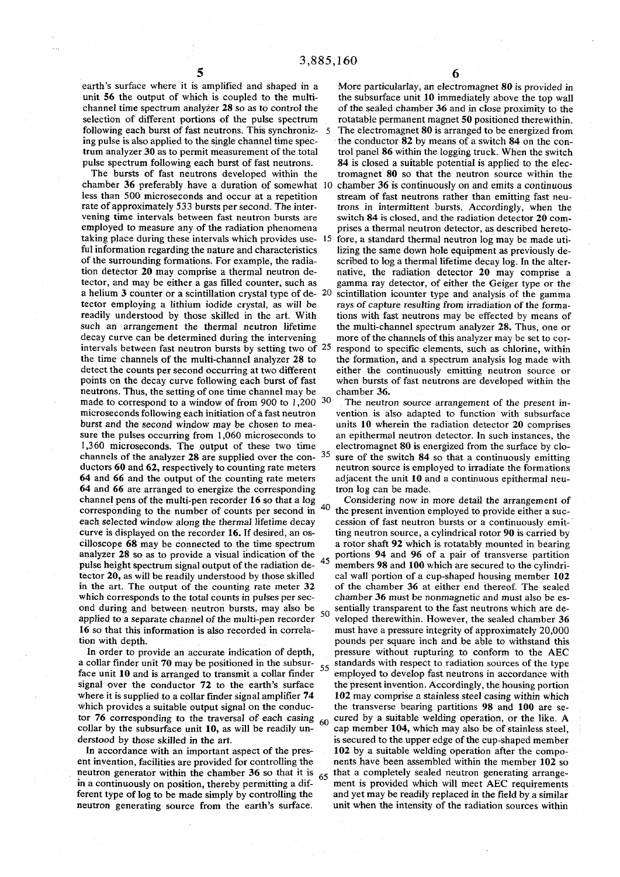earth's surface where it is amplified and shaped in a unit **56** the output of which is coupled to the multichannel time spectrum analyzer **28** so as to control the selection of different portions of the pulse spectrum following each burst of fast neutrons. This synchronizing pulse is also applied to the single channel time spectrum analyzer **30** as to permit measurement of the total pulse spectrum following each burst of fast neutrons.

The bursts of fast neutrons developed within the chamber **36** preferably have a duration of somewhat less than 500 microseconds and occur at a repetition rate of approximately 533 bursts per second. The intervening time intervals between fast neutron bursts are employed to measure any of the radiation phenomena taking place during these intervals which provides useful information regarding the nature and characteristics of the surrounding formations. For example, the radiation detector **20** may comprise a thermal neutron detector, and may be either a gas filled counter, such as a helium 3 counter or a scintillation crystal type of detector employing a lithium iodide crystal, as will be readily understood by those skilled in the art. With such an arrangement the thermal neutron lifetime decay curve can be determined during the intervening intervals between fast neutron bursts by setting two of the time channels of the multi-channel analyzer **28** to detect the counts per second occurring at two different points on the decay curve following each burst of fast neutrons. Thus, the setting of one time channel may be made to correspond to a window of from 900 to 1,200 microseconds following each initiation of a fast neutron burst and the second window may be chosen to measure the pulses occurring from 1,060 microseconds to 1,360 microseconds. The output of these two time channels of the analyzer **28** are supplied over the conductors **60** and **62**, respectively to counting rate meters **64** and **66** and the output of the counting rate meters **64** and **66** are arranged to energize the corresponding channel pens of the multi-pen recorder **16** so that a log corresponding to the number of counts per second in each selected window along the thermal lifetime decay curve is displayed on the recorder **16**. If desired, an oscilloscope **68** may be connected to the time spectrum analyzer **28** so as to provide a visual indication of the pulse height spectrum signal output of the radiation detector **20**, as will be readily understood by those skilled in the art. The output of the counting rate meter **32** which corresponds to the total counts in pulses per second during and between neutron bursts, may also be applied to a separate channel of the multi-pen recorder **16** so that this information is also recorded in correlation with depth.

In order to provide an accurate indication of depth, a collar finder unit **70** may be positioned in the subsurface unit **10** and is arranged to transmit a collar finder signal over the conductor **72** to the earth's surface where it is supplied to a collar finder signal amplifier **74** which provides a suitable output signal on the conductor **76** corresponding to the traversal of each casing collar by the subsurface unit **10**, as will be readily understood by those skilled in the art.

In accordance with an important aspect of the present invention, facilities are provided for controlling the neutron generator within the chamber **36** so that it is in a continuously on position, thereby permitting a different type of log to be made simply by controlling the neutron generating source from the earth's surface.

More particularlay, an electromagnet **80** is provided in the subsurface unit **10** immediately above the top wall of the sealed chamber **36** and in close proximity to the rotatable permanent magnet **50** positioned therewithin. The electromagnet **80** is arranged to be energized from the conductor **82** by means of a switch **84** on the control panel **86** within the logging truck. When the switch **84** is closed a suitable potential is applied to the electromagnet **80** so that the neutron source within the chamber **36** is continuously on and emits a continuous stream of fast neutrons rather than emitting fast neutrons in intermittent bursts. Accordingly, when the switch **84** is closed, and the radiation detector **20** comprises a thermal neutron detector, as described heretofore, a standard thermal neutron log may be made utilizing the same down hole equipment as previously described to log a thermal lifetime decay log. In the alternative, the radiation detector **20** may comprise a gamma ray detector, of either the Geiger type or the scintillation icounter type and analysis of the gamma rays of capture resulting from irradiation of the formations with fast neutrons may be effected by means of the multi-channel spectrum analyzer **28**. Thus, one or more of the channels of this analyzer may be set to correspond to specific elements, such as chlorine, within the formation, and a spectrum analysis log made with either the continuously emitting neutron source or when bursts of fast neutrons are developed within the chamber **36**.

The neutron source arrangement of the present invention is also adapted to function with subsurface units **10** wherein the radiation detector **20** comprises an epithermal neutron detector. In such instances, the electromagnet **80** is energized from the surface by closure of the switch **84** so that a continuously emitting neutron source is employed to irradiate the formations adjacent the unit **10** and a continuous epithermal neutron log can be made.

Considering now in more detail the arrangement of the present invention employed to provide either a succession of fast neutron bursts or a continuously emitting neutron source, a cylindrical rotor **90** is carried by a rotor shaft **92** which is rotatably mounted in bearing portions **94** and **96** of a pair of transverse partition members **98** and **100** which are secured to the cylindrical wall portion of a cup-shaped housing member **102** of the chamber **36** at either end thereof. The sealed chamber **36** must be nonmagnetic and must also be essentially transparent to the fast neutrons which are developed therewithin. However, the sealed chamber **36** must have a pressure integrity of approximately 20,000 pounds per square inch and be able to withstand this pressure without rupturing to conform to the AEC standards with respect to radiation sources of the type employed to develop fast neutrons in accordance with the present invention. Accordingly, the housing portion **102** may comprise a stainless steel casing within which the transverse bearing partitions **98** and **100** are secured by a suitable welding operation, or the like. A cap member **104**, which may also be of stainless steel, is secured to the upper edge of the cup-shaped member **102** by a suitable welding operation after the components have been assembled within the member **102** so that a completely sealed neutron generating arrangement is provided which will meet AEC requirements and yet may be readily replaced in the field by a similar unit when the intensity of the radiation sources within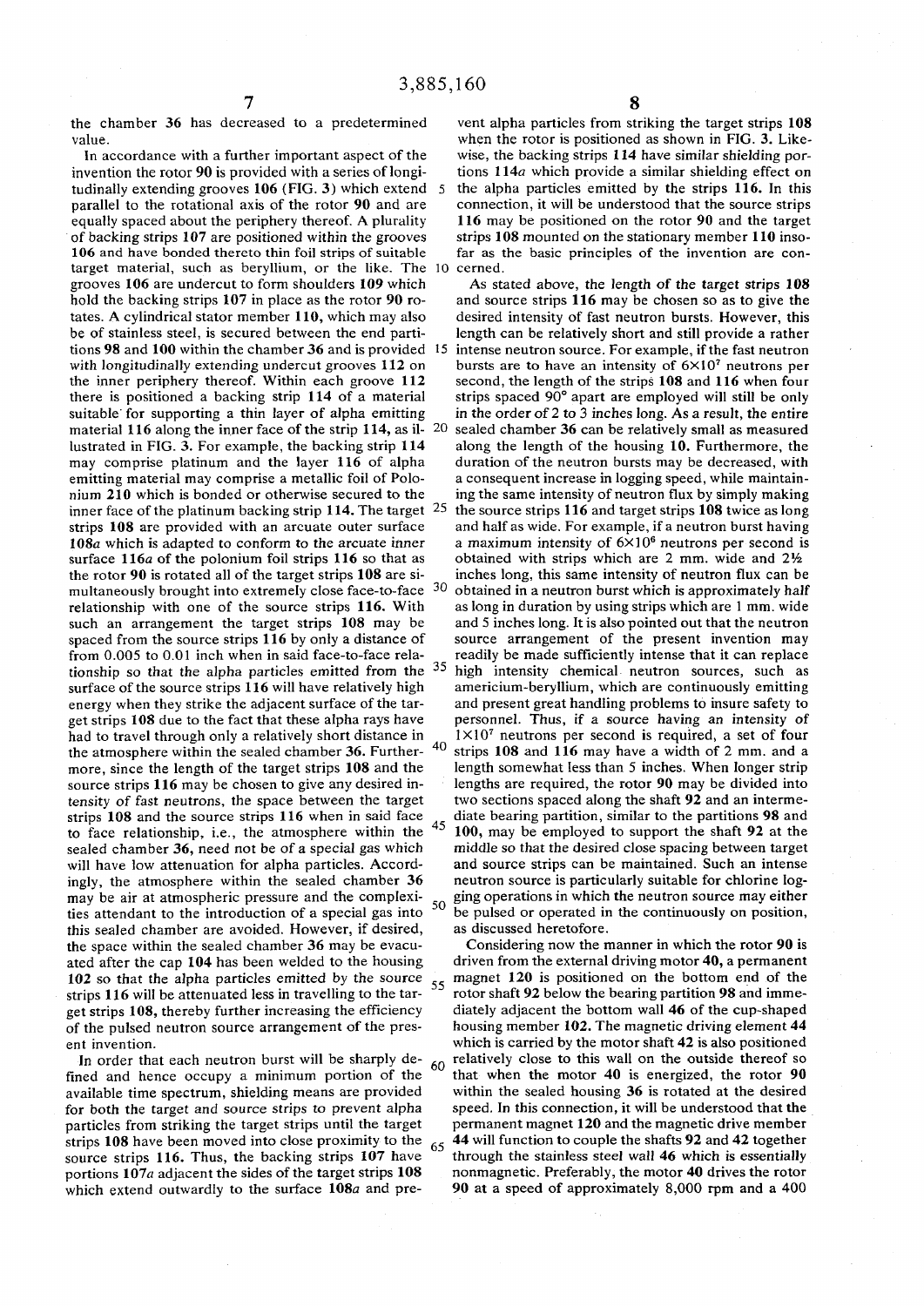the chamber 36 has decreased to a predetermined value.

In accordance with a further important aspect of the invention the rotor 90 is provided with a series of longitudinally extending grooves 106 (FIG. 3) which extend parallel to the rotational axis of the rotor 90 and are equally spaced about the periphery thereof. A plurality of backing strips 107 are positioned within the grooves 106 and have bonded thereto thin foil strips of suitable target material, such as beryllium, or the like. The grooves 106 are undercut to form shoulders 109 which hold the backing strips 107 in place as the rotor 90 rotates. A cylindrical stator member 110, which may also be of stainless steel, is secured between the end partitions 98 and 100 within the chamber 36 and is provided with longitudinally extending undercut grooves 112 on the inner periphery thereof. Within each groove 112 there is positioned a backing strip 114 of a material suitable for supporting a thin layer of alpha emitting material 116 along the inner face of the strip 114, as illustrated in FIG. 3. For example, the backing strip 114 may comprise platinum and the layer 116 of alpha emitting material may comprise a metallic foil of Polonium 210 which is bonded or otherwise secured to the inner face of the platinum backing strip 114. The target strips 108 are provided with an arcuate outer surface 108a which is adapted to conform to the arcuate inner surface 116a of the polonium foil strips 116 so that as the rotor 90 is rotated all of the target strips 108 are simultaneously brought into extremely close face-to-face relationship with one of the source strips 116. With such an arrangement the target strips 108 may be spaced from the source strips 116 by only a distance of from 0.005 to 0.01 inch when in said face-to-face relationship so that the alpha particles emitted from the surface of the source strips 116 will have relatively high energy when they strike the adjacent surface of the target strips 108 due to the fact that these alpha rays have had to travel through only a relatively short distance in the atmosphere within the sealed chamber 36. Furthermore, since the length of the target strips 108 and the source strips 116 may be chosen to give any desired intensity of fast neutrons, the space between the target strips 108 and the source strips 116 when in said face to face relationship, i.e., the atmosphere within the sealed chamber 36, need not be of a special gas which will have low attenuation for alpha particles. Accordingly, the atmosphere within the sealed chamber 36 may be air at atmospheric pressure and the complexities attendant to the introduction of a special gas into this sealed chamber are avoided. However, if desired, the space within the sealed chamber 36 may be evacuated after the cap 104 has been welded to the housing 102 so that the alpha particles emitted by the source strips 116 will be attenuated less in travelling to the target strips 108, thereby further increasing the efficiency of the pulsed neutron source arrangement of the present invention.

In order that each neutron burst will be sharply defined and hence occupy a minimum portion of the available time spectrum, shielding means are provided for both the target and source strips to prevent alpha particles from striking the target strips until the target strips 108 have been moved into close proximity to the source strips 116. Thus, the backing strips 107 have portions 107a adjacent the sides of the target strips 108 which extend outwardly to the surface 108a and prevent alpha particles from striking the target strips 108 when the rotor is positioned as shown in FIG. 3. Likewise, the backing strips 114 have similar shielding portions 114a which provide a similar shielding effect on the alpha particles emitted by the strips 116. In this connection, it will be understood that the source strips 116 may be positioned on the rotor 90 and the target strips 108 mounted on the stationary member 110 insofar as the basic principles of the invention are concerned.

As stated above, the length of the target strips 108 and source strips 116 may be chosen so as to give the desired intensity of fast neutron bursts. However, this length can be relatively short and still provide a rather intense neutron source. For example, if the fast neutron bursts are to have an intensity of $6 \times 10^7$ neutrons per second, the length of the strips 108 and 116 when four strips spaced 90° apart are employed will still be only in the order of 2 to 3 inches long. As a result, the entire sealed chamber 36 can be relatively small as measured along the length of the housing 10. Furthermore, the duration of the neutron bursts may be decreased, with a consequent increase in logging speed, while maintaining the same intensity of neutron flux by simply making the source strips 116 and target strips 108 twice as long and half as wide. For example, if a neutron burst having a maximum intensity of $6 \times 10^6$ neutrons per second is obtained with strips which are 2 mm. wide and 2½ inches long, this same intensity of neutron flux can be obtained in a neutron burst which is approximately half as long in duration by using strips which are 1 mm. wide and 5 inches long. It is also pointed out that the neutron source arrangement of the present invention may readily be made sufficiently intense that it can replace high intensity chemical neutron sources, such as americium-beryllium, which are continuously emitting and present great handling problems to insure safety to personnel. Thus, if a source having an intensity of $1 \times 10^7$ neutrons per second is required, a set of four strips 108 and 116 may have a width of 2 mm. and a length somewhat less than 5 inches. When longer strip lengths are required, the rotor 90 may be divided into two sections spaced along the shaft 92 and an intermediate bearing partition, similar to the partitions 98 and 100, may be employed to support the shaft 92 at the middle so that the desired close spacing between target and source strips can be maintained. Such an intense neutron source is particularly suitable for chlorine logging operations in which the neutron source may either be pulsed or operated in the continuously on position, as discussed heretofore.

Considering now the manner in which the rotor 90 is driven from the external driving motor 40, a permanent magnet 120 is positioned on the bottom end of the rotor shaft 92 below the bearing partition 98 and immediately adjacent the bottom wall 46 of the cup-shaped housing member 102. The magnetic driving element 44 which is carried by the motor shaft 42 is also positioned relatively close to this wall on the outside thereof so that when the motor 40 is energized, the rotor 90 within the sealed housing 36 is rotated at the desired speed. In this connection, it will be understood that the permanent magnet 120 and the magnetic drive member 44 will function to couple the shafts 92 and 42 together through the stainless steel wall 46 which is essentially nonmagnetic. Preferably, the motor 40 drives the rotor 90 at a speed of approximately 8,000 rpm and a 400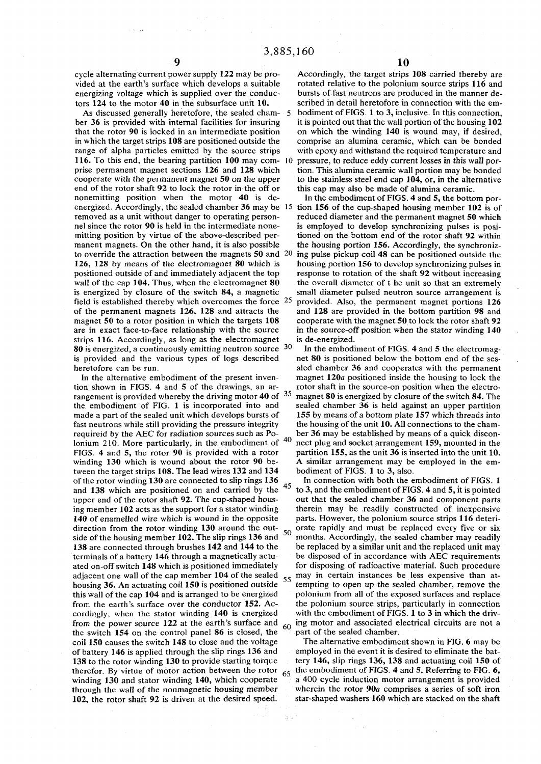cycle alternating current power supply 122 may be provided at the earth's surface which develops a suitable energizing voltage which is supplied over the conductors 124 to the motor 40 in the subsurface unit 10.

As discussed generally heretofore, the sealed chamber 36 is provided with internal facilities for insuring that the rotor 90 is locked in an intermediate position in which the target strips 108 are positioned outside the range of alpha particles emitted by the source strips 116. To this end, the bearing partition 100 may comprise permanent magnet sections 126 and 128 which cooperate with the permanent magnet 50 on the upper end of the rotor shaft 92 to lock the rotor in the off or nonemitting position when the motor 40 is deenergized. Accordingly, the sealed chamber 36 may be removed as a unit without danger to operating personnel since the rotor 90 is held in the intermediate nonemitting position by virtue of the above-described permanent magnets. On the other hand, it is also possible to override the attraction between the magnets 50 and 126, 128 by means of the electromagnet 80 which is positioned outside of and immediately adjacent the top wall of the cap 104. Thus, when the electromagnet 80 is energized by closure of the switch 84, a magnetic field is established thereby which overcomes the force of the permanent magnets 126, 128 and attracts the magnet 50 to a rotor position in which the targets 108 are in exact face-to-face relationship with the source strips 116. Accordingly, as long as the electromagnet 80 is energized, a continuously emitting neutron source is provided and the various types of logs described heretofore can be run.

In the alternative embodiment of the present invention shown in FIGS. 4 and 5 of the drawings, an arrangement is provided whereby the driving motor 40 of the embodiment of FIG. 1 is incorporated into and made a part of the sealed unit which develops bursts of fast neutrons while still providing the pressure integrity requireid by the AEC for radiation sources such as Polonium 210. More particularly, in the embodiment of FIGS. 4 and 5, the rotor 90 is provided with a rotor winding 130 which is wound about the rotor 90 between the target strips 108. The lead wires 132 and 134 of the rotor winding 130 are connected to slip rings 136 and 138 which are positioned on and carried by the upper end of the rotor shaft 92. The cup-shaped housing member 102 acts as the support for a stator winding 140 of enamelled wire which is wound in the opposite direction from the rotor winding 130 around the outside of the housing member 102. The slip rings 136 and 138 are connected through brushes 142 and 144 to the terminals of a battery 146 through a magnetically actuated on-off switch 148 which is positioned immediately adjacent one wall of the cap member 104 of the sealed housing 36. An actuating coil 150 is positioned outside this wall of the cap 104 and is arranged to be energized from the earth's surface over the conductor 152. Accordingly, when the stator winding 140 is energized from the power source 122 at the earth's surface and the switch 154 on the control panel 86 is closed, the coil 150 causes the switch 148 to close and the voltage of battery 146 is applied through the slip rings 136 and 138 to the rotor winding 130 to provide starting torque therefor. By virtue of motor action between the rotor winding 130 and stator winding 140, which cooperate through the wall of the nonmagnetic housing member 102, the rotor shaft 92 is driven at the desired speed. Accordingly, the target strips 108 carried thereby are rotated relative to the polonium source strips 116 and bursts of fast neutrons are produced in the manner described in detail heretofore in connection with the embodiment of FIGS. 1 to 3, inclusive. In this connection, it is pointed out that the wall portion of the housing 102 on which the winding 140 is wound may, if desired, comprise an alumina ceramic, which can be bonded with epoxy and withstand the required temperature and pressure, to reduce eddy current losses in this wall portion. This alumina ceramic wall portion may be bonded to the stainless steel end cap 104, or, in the alternative this cap may also be made of alumina ceramic.

In the embodiment of FIGS. 4 and 5, the bottom portion 156 of the cup-shaped housing member 102 is of reduced diameter and the permanent magnet 50 which is employed to develop synchronizing pulses is positioned on the bottom end of the rotor shaft 92 within the housing portion 156. Accordingly, the synchronizing pulse pickup coil 48 can be positioned outside the housing portion 156 to develop synchronizing pulses in response to rotation of the shaft 92 without increasing the overall diameter of t he unit so that an extremely small diameter pulsed neutron source arrangement is provided. Also, the permanent magnet portions 126 and 128 are provided in the bottom partition 98 and cooperate with the magnet 50 to lock the rotor shaft 92 in the source-off position when the stator winding 140 is de-energized.

In the embodiment of FIGS. 4 and 5 the electromagnet 80 is positioned below the bottom end of the sesaled chamber 36 and cooperates with the permanent magnet 120*a* positioned inside the housing to lock the rotor shaft in the source-on position when the electromagnet 80 is energized by closure of the switch 84. The sealed chamber 36 is held against an upper partition 155 by means of a bottom plate 157 which threads into the housing of the unit 10. All connections to the chamber 36 may be established by means of a quick disconnect plug and socket arrangement 159, mounted in the partition 155, as the unit 36 is inserted into the unit 10. A similar arrangement may be employed in the embodiment of FIGS. 1 to 3, also.

In connection with both the embodiment of FIGS. 1 to 3, and the embodiment of FIGS. 4 and 5, it is pointed out that the sealed chamber 36 and component parts therein may be readily constructed of inexpensive parts. However, the polonium source strips 116 deteriorate rapidly and must be replaced every five or six months. Accordingly, the sealed chamber may readily be replaced by a similar unit and the replaced unit may be disposed of in accordance with AEC requirements for disposing of radioactive material. Such procedure may in certain instances be less expensive than attempting to open up the sealed chamber, remove the polonium from all of the exposed surfaces and replace the polonium source strips, particularly in connection with the embodiment of FIGS. 1 to 3 in which the driving motor and associated electrical circuits are not a part of the sealed chamber.

The alternative embodiment shown in FIG. 6 may be employed in the event it is desired to eliminate the battery 146, slip rings 136, 138 and actuating coil 150 of the embodiment of FIGS. 4 and 5. Referring to FIG. 6, a 400 cycle induction motor arrangement is provided wherein the rotor 90*a* comprises a series of soft iron star-shaped washers 160 which are stacked on the shaft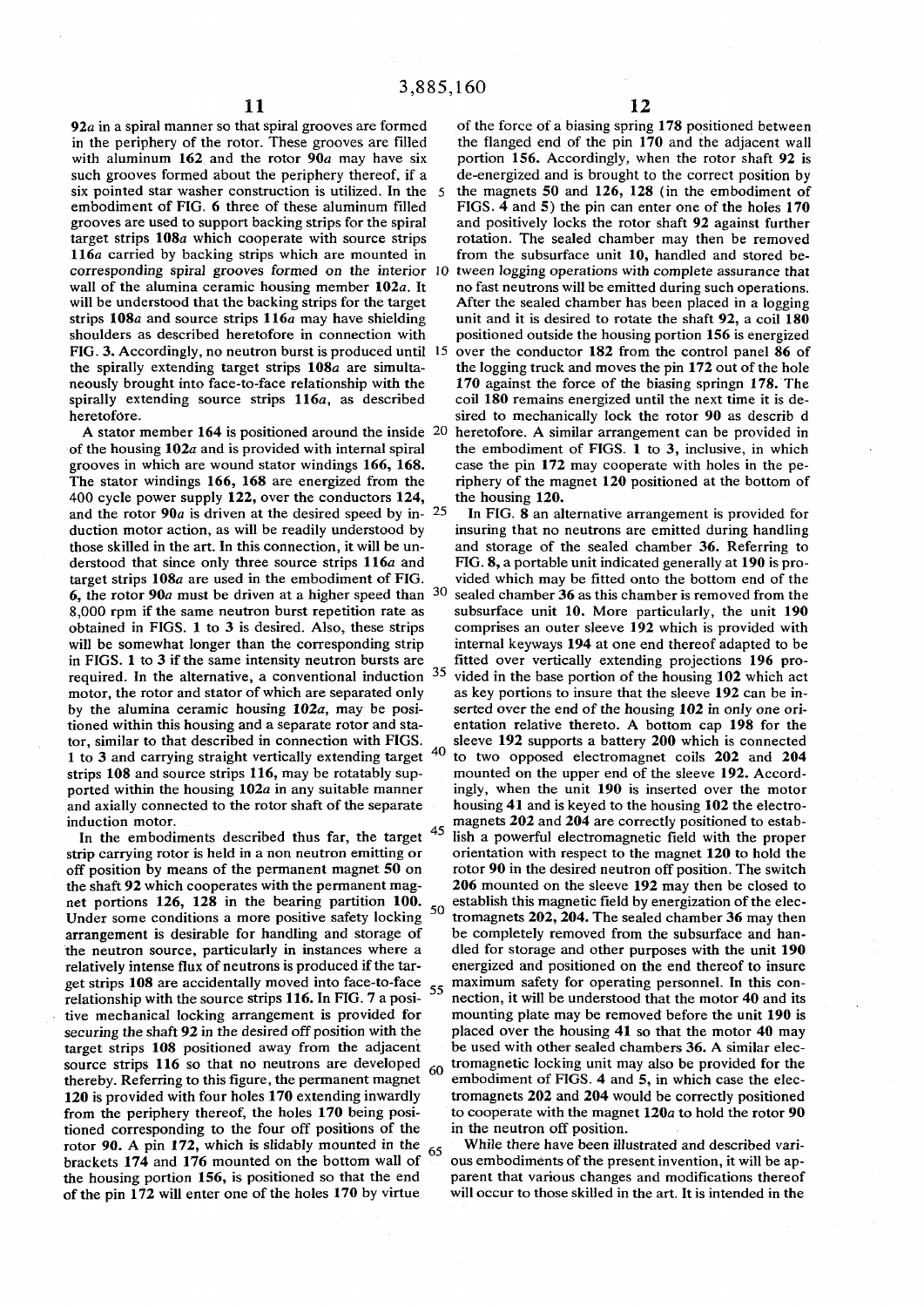92a in a spiral manner so that spiral grooves are formed in the periphery of the rotor. These grooves are filled with aluminum 162 and the rotor 90a may have six such grooves formed about the periphery thereof, if a six pointed star washer construction is utilized. In the embodiment of FIG. 6 three of these aluminum filled grooves are used to support backing strips for the spiral target strips 108a which cooperate with source strips 116a carried by backing strips which are mounted in corresponding spiral grooves formed on the interior wall of the alumina ceramic housing member 102a. It will be understood that the backing strips for the target strips 108a and source strips 116a may have shielding shoulders as described heretofore in connection with FIG. 3. Accordingly, no neutron burst is produced until the spirally extending target strips 108a are simultaneously brought into face-to-face relationship with the spirally extending source strips 116a, as described heretofore.

A stator member 164 is positioned around the inside of the housing 102a and is provided with internal spiral grooves in which are wound stator windings 166, 168. The stator windings 166, 168 are energized from the 400 cycle power supply 122, over the conductors 124, and the rotor 90a is driven at the desired speed by induction motor action, as will be readily understood by those skilled in the art. In this connection, it will be understood that since only three source strips 116a and target strips 108a are used in the embodiment of FIG. 6, the rotor 90a must be driven at a higher speed than 8,000 rpm if the same neutron burst repetition rate as obtained in FIGS. 1 to 3 is desired. Also, these strips will be somewhat longer than the corresponding strip in FIGS. 1 to 3 if the same intensity neutron bursts are required. In the alternative, a conventional induction motor, the rotor and stator of which are separated only by the alumina ceramic housing 102a, may be positioned within this housing and a separate rotor and stator, similar to that described in connection with FIGS. 1 to 3 and carrying straight vertically extending target strips 108 and source strips 116, may be rotatably supported within the housing 102a in any suitable manner and axially connected to the rotor shaft of the separate induction motor.

In the embodiments described thus far, the target strip carrying rotor is held in a non neutron emitting or off position by means of the permanent magnet 50 on the shaft 92 which cooperates with the permanent magnet portions 126, 128 in the bearing partition 100. Under some conditions a more positive safety locking arrangement is desirable for handling and storage of the neutron source, particularly in instances where a relatively intense flux of neutrons is produced if the target strips 108 are accidentally moved into face-to-face relationship with the source strips 116. In FIG. 7 a positive mechanical locking arrangement is provided for securing the shaft 92 in the desired off position with the target strips 108 positioned away from the adjacent source strips 116 so that no neutrons are developed thereby. Referring to this figure, the permanent magnet 120 is provided with four holes 170 extending inwardly from the periphery thereof, the holes 170 being positioned corresponding to the four off positions of the rotor 90. A pin 172, which is slidably mounted in the brackets 174 and 176 mounted on the bottom wall of the housing portion 156, is positioned so that the end of the pin 172 will enter one of the holes 170 by virtue of the force of a biasing spring 178 positioned between the flanged end of the pin 170 and the adjacent wall portion 156. Accordingly, when the rotor shaft 92 is de-energized and is brought to the correct position by the magnets 50 and 126, 128 (in the embodiment of FIGS. 4 and 5) the pin can enter one of the holes 170 and positively locks the rotor shaft 92 against further rotation. The sealed chamber may then be removed from the subsurface unit 10, handled and stored between logging operations with complete assurance that no fast neutrons will be emitted during such operations. After the sealed chamber has been placed in a logging unit and it is desired to rotate the shaft 92, a coil 180 positioned outside the housing portion 156 is energized over the conductor 182 from the control panel 86 of the logging truck and moves the pin 172 out of the hole 170 against the force of the biasing springn 178. The coil 180 remains energized until the next time it is desired to mechanically lock the rotor 90 as describ d heretofore. A similar arrangement can be provided in the embodiment of FIGS. 1 to 3, inclusive, in which case the pin 172 may cooperate with holes in the periphery of the magnet 120 positioned at the bottom of the housing 120.

In FIG. 8 an alternative arrangement is provided for insuring that no neutrons are emitted during handling and storage of the sealed chamber 36. Referring to FIG. 8, a portable unit indicated generally at 190 is provided which may be fitted onto the bottom end of the sealed chamber 36 as this chamber is removed from the subsurface unit 10. More particularly, the unit 190 comprises an outer sleeve 192 which is provided with internal keyways 194 at one end thereof adapted to be fitted over vertically extending projections 196 provided in the base portion of the housing 102 which act as key portions to insure that the sleeve 192 can be inserted over the end of the housing 102 in only one orientation relative thereto. A bottom cap 198 for the sleeve 192 supports a battery 200 which is connected to two opposed electromagnet coils 202 and 204 mounted on the upper end of the sleeve 192. Accordingly, when the unit 190 is inserted over the motor housing 41 and is keyed to the housing 102 the electromagnets 202 and 204 are correctly positioned to establish a powerful electromagnetic field with the proper orientation with respect to the magnet 120 to hold the rotor 90 in the desired neutron off position. The switch 206 mounted on the sleeve 192 may then be closed to establish this magnetic field by energization of the electromagnets 202, 204. The sealed chamber 36 may then be completely removed from the subsurface unit and handled for storage and other purposes with the unit 190 energized and positioned on the end thereof to insure maximum safety for operating personnel. In this connection, it will be understood that the motor 40 and its mounting plate may be removed before the unit 190 is placed over the housing 41 so that the motor 40 may be used with other sealed chambers 36. A similar electromagnetic locking unit may also be provided for the embodiment of FIGS. 4 and 5, in which case the electromagnets 202 and 204 would be correctly positioned to cooperate with the magnet 120a to hold the rotor 90 in the neutron off position.

While there have been illustrated and described various embodiments of the present invention, it will be apparent that various changes and modifications thereof will occur to those skilled in the art. It is intended in the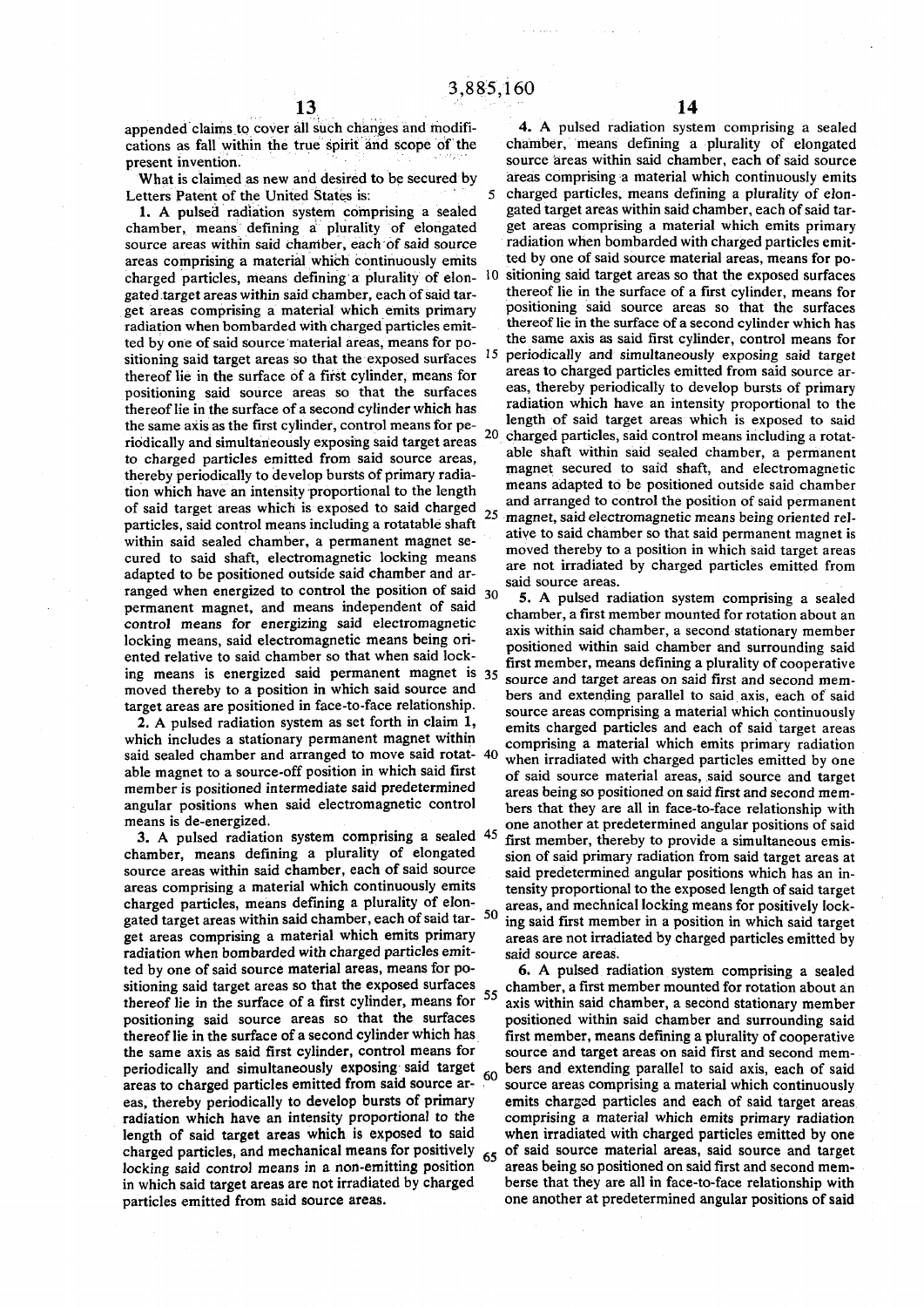appended claims to cover all such changes and modifications as fall within the true spirit and scope of the present invention.

What is claimed as new and desired to be secured by Letters Patent of the United States is:

1. A pulsed radiation system comprising a sealed chamber, means defining a plurality of elongated source areas within said chamber, each of said source areas comprising a material which continuously emits charged particles, means defining a plurality of elongated target areas within said chamber, each of said target areas comprising a material which emits primary radiation when bombarded with charged particles emitted by one of said source material areas, means for positioning said target areas so that the exposed surfaces thereof lie in the surface of a first cylinder, means for positioning said source areas so that the surfaces thereof lie in the surface of a second cylinder which has the same axis as the first cylinder, control means for periodically and simultaneously exposing said target areas to charged particles emitted from said source areas, thereby periodically to develop bursts of primary radiation which have an intensity proportional to the length of said target areas which is exposed to said charged particles, said control means including a rotatable shaft within said sealed chamber, a permanent magnet secured to said shaft, electromagnetic locking means adapted to be positioned outside said chamber and arranged when energized to control the position of said permanent magnet, and means independent of said control means for energizing said electromagnetic locking means, said electromagnetic means being oriented relative to said chamber so that when said locking means is energized said permanent magnet is moved thereby to a position in which said source and target areas are positioned in face-to-face relationship.

2. A pulsed radiation system as set forth in claim 1, which includes a stationary permanent magnet within said sealed chamber and arranged to move said rotatable magnet to a source-off position in which said first member is positioned intermediate said predetermined angular positions when said electromagnetic control means is de-energized.

3. A pulsed radiation system comprising a sealed chamber, means defining a plurality of elongated source areas within said chamber, each of said source areas comprising a material which continuously emits charged particles, means defining a plurality of elongated target areas within said chamber, each of said target areas comprising a material which emits primary radiation when bombarded with charged particles emitted by one of said source material areas, means for positioning said target areas so that the exposed surfaces thereof lie in the surface of a first cylinder, means for positioning said source areas so that the surfaces thereof lie in the surface of a second cylinder which has the same axis as said first cylinder, control means for periodically and simultaneously exposing said target areas to charged particles emitted from said source areas, thereby periodically to develop bursts of primary radiation which have an intensity proportional to the length of said target areas which is exposed to said charged particles, and mechanical means for positively locking said control means in a non-emitting position in which said target areas are not irradiated by charged particles emitted from said source areas.

4. A pulsed radiation system comprising a sealed chamber, means defining a plurality of elongated source areas within said chamber, each of said source areas comprising a material which continuously emits charged particles, means defining a plurality of elongated target areas within said chamber, each of said target areas comprising a material which emits primary radiation when bombarded with charged particles emitted by one of said source material areas, means for positioning said target areas so that the exposed surfaces thereof lie in the surface of a first cylinder, means for positioning said source areas so that the surfaces thereof lie in the surface of a second cylinder which has the same axis as said first cylinder, control means for periodically and simultaneously exposing said target areas to charged particles emitted from said source areas, thereby periodically to develop bursts of primary radiation which have an intensity proportional to the length of said target areas which is exposed to said charged particles, said control means including a rotatable shaft within said sealed chamber, a permanent magnet secured to said shaft, and electromagnetic means adapted to be positioned outside said chamber and arranged to control the position of said permanent magnet, said electromagnetic means being oriented relative to said chamber so that said permanent magnet is moved thereby to a position in which said target areas are not irradiated by charged particles emitted from said source areas.

5. A pulsed radiation system comprising a sealed chamber, a first member mounted for rotation about an axis within said chamber, a second stationary member positioned within said chamber and surrounding said first member, means defining a plurality of cooperative source and target areas on said first and second members and extending parallel to said axis, each of said source areas comprising a material which continuously emits charged particles and each of said target areas comprising a material which emits primary radiation when irradiated with charged particles emitted by one of said source material areas, said source and target areas being so positioned on said first and second members that they are all in face-to-face relationship with one another at predetermined angular positions of said first member, thereby to provide a simultaneous emission of said primary radiation from said target areas at said predetermined angular positions which has an intensity proportional to the exposed length of said target areas, and mechnical locking means for positively locking said first member in a position in which said target areas are not irradiated by charged particles emitted by said source areas.

6. A pulsed radiation system comprising a sealed chamber, a first member mounted for rotation about an axis within said chamber, a second stationary member positioned within said chamber and surrounding said first member, means defining a plurality of cooperative source and target areas on said first and second members and extending parallel to said axis, each of said source areas comprising a material which continuously emits charged particles and each of said target areas comprising a material which emits primary radiation when irradiated with charged particles emitted by one of said source material areas, said source and target areas being so positioned on said first and second memberse that they are all in face-to-face relationship with one another at predetermined angular positions of said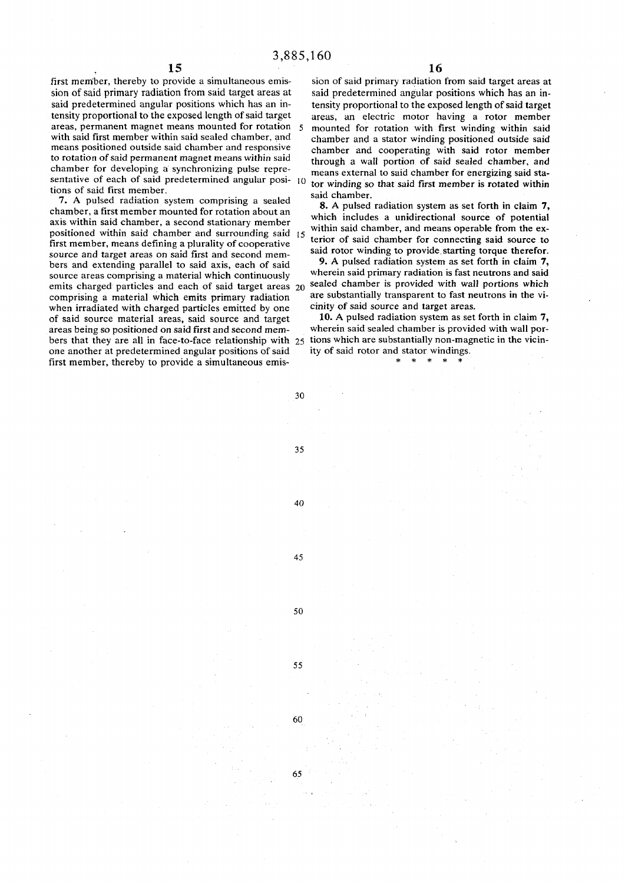first member, thereby to provide a simultaneous emission of said primary radiation from said target areas at said predetermined angular positions which has an intensity proportional to the exposed length of said target areas, permanent magnet means mounted for rotation with said first member within said sealed chamber, and means positioned outside said chamber and responsive to rotation of said permanent magnet means within said chamber for developing a synchronizing pulse representative of each of said predetermined angular positions of said first member.

7. A pulsed radiation system comprising a sealed chamber, a first member mounted for rotation about an axis within said chamber, a second stationary member positioned within said chamber and surrounding said first member, means defining a plurality of cooperative source and target areas on said first and second members and extending parallel to said axis, each of said source areas comprising a material which continuously emits charged particles and each of said target areas comprising a material which emits primary radiation when irradiated with charged particles emitted by one of said source material areas, said source and target areas being so positioned on said first and second members that they are all in face-to-face relationship with one another at predetermined angular positions of said first member, thereby to provide a simultaneous emission of said primary radiation from said target areas at said predetermined angular positions which has an intensity proportional to the exposed length of said target areas, an electric motor having a rotor member mounted for rotation with first winding within said chamber and a stator winding positioned outside said chamber and cooperating with said rotor member through a wall portion of said sealed chamber, and means external to said chamber for energizing said stator winding so that said first member is rotated within said chamber.

8. A pulsed radiation system as set forth in claim 7, which includes a unidirectional source of potential within said chamber, and means operable from the exterior of said chamber for connecting said source to said rotor winding to provide starting torque therefor.

9. A pulsed radiation system as set forth in claim 7, wherein said primary radiation is fast neutrons and said sealed chamber is provided with wall portions which are substantially transparent to fast neutrons in the vicinity of said source and target areas.

10. A pulsed radiation system as set forth in claim 7, wherein said sealed chamber is provided with wall portions which are substantially non-magnetic in the vicinity of said rotor and stator windings.

* * * * *